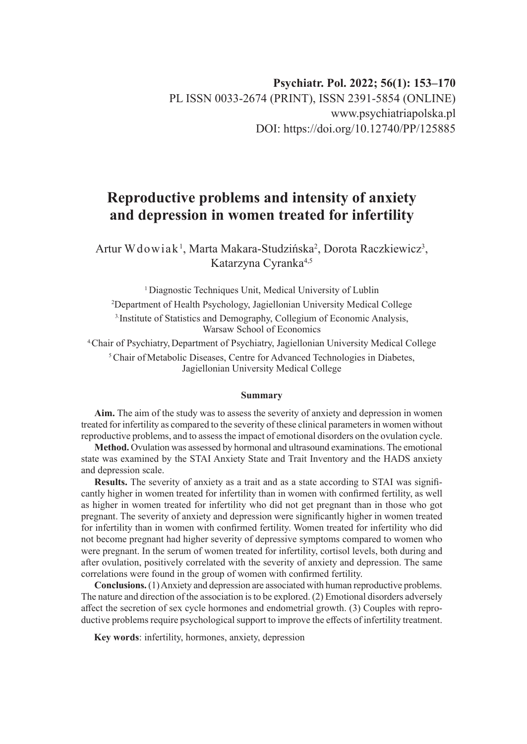Psychiatr. Pol. 2022; 56(1): 153–170

PL ISSN 0033-2674 (PRINT), ISSN 2391-5854 (ONLINE)

www.psychiatriapolska.pl

DOI: https://doi.org/10.12740/PP/125885

# Reproductive problems and intensity of anxiety and depression in women treated for infertility

Artur Wdowiak[1], Marta Makara-Studzińska[2], Dorota Raczkiewicz[3], Katarzyna Cyranka[4,5]

[1] Diagnostic Techniques Unit, Medical University of Lublin

[2] Department of Health Psychology, Jagiellonian University Medical College

[3] Institute of Statistics and Demography, Collegium of Economic Analysis, Warsaw School of Economics

[4] Chair of Psychiatry, Department of Psychiatry, Jagiellonian University Medical College

[5] Chair of Metabolic Diseases, Centre for Advanced Technologies in Diabetes, Jagiellonian University Medical College

### Summary

**Aim.** The aim of the study was to assess the severity of anxiety and depression in women treated for infertility as compared to the severity of these clinical parameters in women without reproductive problems, and to assess the impact of emotional disorders on the ovulation cycle.

**Method.** Ovulation was assessed by hormonal and ultrasound examinations. The emotional state was examined by the STAI Anxiety State and Trait Inventory and the HADS anxiety and depression scale.

**Results.** The severity of anxiety as a trait and as a state according to STAI was significantly higher in women treated for infertility than in women with confirmed fertility, as well as higher in women treated for infertility who did not get pregnant than in those who got pregnant. The severity of anxiety and depression were significantly higher in women treated for infertility than in women with confirmed fertility. Women treated for infertility who did not become pregnant had higher severity of depressive symptoms compared to women who were pregnant. In the serum of women treated for infertility, cortisol levels, both during and after ovulation, positively correlated with the severity of anxiety and depression. The same correlations were found in the group of women with confirmed fertility.

**Conclusions.** (1) Anxiety and depression are associated with human reproductive problems. The nature and direction of the association is to be explored. (2) Emotional disorders adversely affect the secretion of sex cycle hormones and endometrial growth. (3) Couples with reproductive problems require psychological support to improve the effects of infertility treatment.

**Key words**: infertility, hormones, anxiety, depression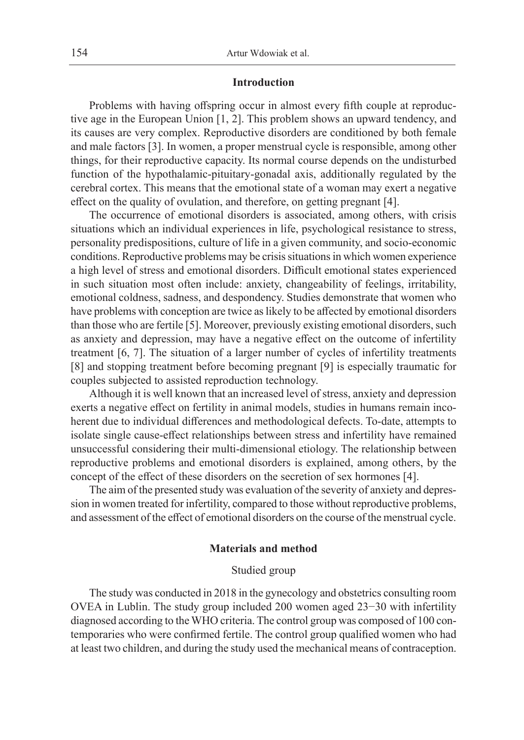## Introduction

Problems with having offspring occur in almost every fifth couple at reproductive age in the European Union [1, 2]. This problem shows an upward tendency, and its causes are very complex. Reproductive disorders are conditioned by both female and male factors [3]. In women, a proper menstrual cycle is responsible, among other things, for their reproductive capacity. Its normal course depends on the undisturbed function of the hypothalamic-pituitary-gonadal axis, additionally regulated by the cerebral cortex. This means that the emotional state of a woman may exert a negative effect on the quality of ovulation, and therefore, on getting pregnant [4].

The occurrence of emotional disorders is associated, among others, with crisis situations which an individual experiences in life, psychological resistance to stress, personality predispositions, culture of life in a given community, and socio-economic conditions. Reproductive problems may be crisis situations in which women experience a high level of stress and emotional disorders. Difficult emotional states experienced in such situation most often include: anxiety, changeability of feelings, irritability, emotional coldness, sadness, and despondency. Studies demonstrate that women who have problems with conception are twice as likely to be affected by emotional disorders than those who are fertile [5]. Moreover, previously existing emotional disorders, such as anxiety and depression, may have a negative effect on the outcome of infertility treatment [6, 7]. The situation of a larger number of cycles of infertility treatments [8] and stopping treatment before becoming pregnant [9] is especially traumatic for couples subjected to assisted reproduction technology.

Although it is well known that an increased level of stress, anxiety and depression exerts a negative effect on fertility in animal models, studies in humans remain incoherent due to individual differences and methodological defects. To-date, attempts to isolate single cause-effect relationships between stress and infertility have remained unsuccessful considering their multi-dimensional etiology. The relationship between reproductive problems and emotional disorders is explained, among others, by the concept of the effect of these disorders on the secretion of sex hormones [4].

The aim of the presented study was evaluation of the severity of anxiety and depression in women treated for infertility, compared to those without reproductive problems, and assessment of the effect of emotional disorders on the course of the menstrual cycle.

## Materials and method

### Studied group

The study was conducted in 2018 in the gynecology and obstetrics consulting room OVEA in Lublin. The study group included 200 women aged 23−30 with infertility diagnosed according to the WHO criteria. The control group was composed of 100 contemporaries who were confirmed fertile. The control group qualified women who had at least two children, and during the study used the mechanical means of contraception.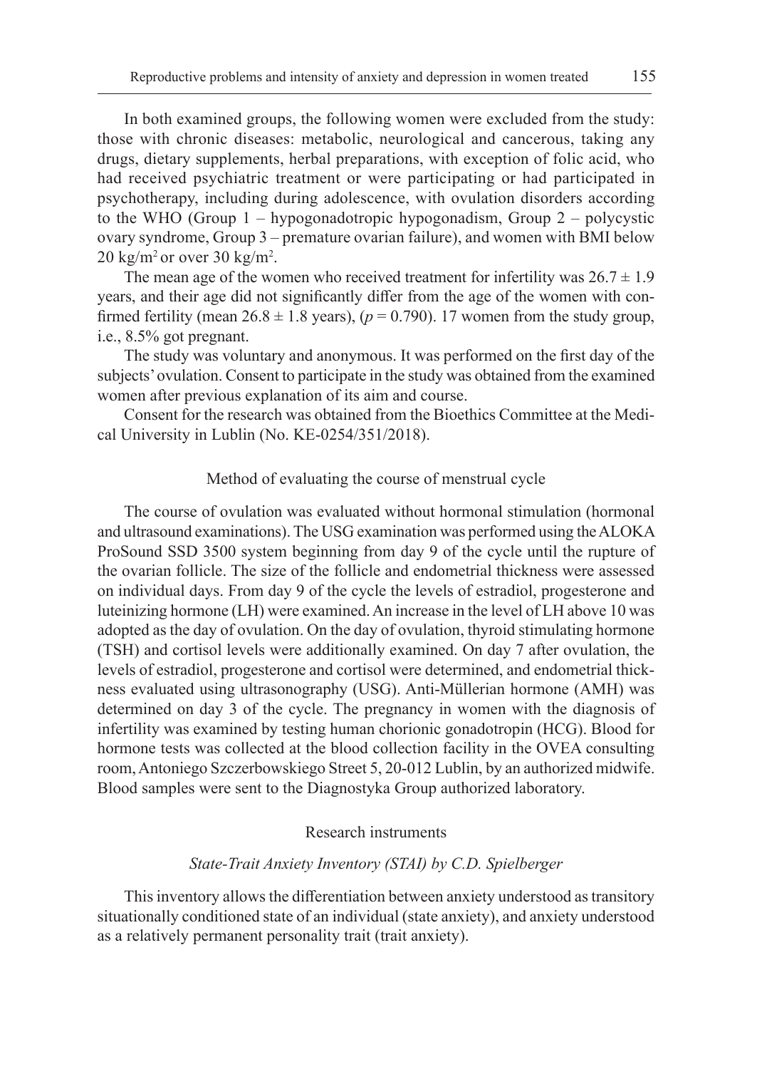In both examined groups, the following women were excluded from the study: those with chronic diseases: metabolic, neurological and cancerous, taking any drugs, dietary supplements, herbal preparations, with exception of folic acid, who had received psychiatric treatment or were participating or had participated in psychotherapy, including during adolescence, with ovulation disorders according to the WHO (Group 1 – hypogonadotropic hypogonadism, Group 2 – polycystic ovary syndrome, Group 3 – premature ovarian failure), and women with BMI below 20 $kg/m^2$ or over 30 $kg/m^2$.

The mean age of the women who received treatment for infertility was $26.7 \pm 1.9$ years, and their age did not significantly differ from the age of the women with confirmed fertility (mean $26.8 \pm 1.8$ years), ($p = 0.790$). 17 women from the study group, i.e., 8.5% got pregnant.

The study was voluntary and anonymous. It was performed on the first day of the subjects' ovulation. Consent to participate in the study was obtained from the examined women after previous explanation of its aim and course.

Consent for the research was obtained from the Bioethics Committee at the Medical University in Lublin (No. KE-0254/351/2018).

## Method of evaluating the course of menstrual cycle

The course of ovulation was evaluated without hormonal stimulation (hormonal and ultrasound examinations). The USG examination was performed using the ALOKA ProSound SSD 3500 system beginning from day 9 of the cycle until the rupture of the ovarian follicle. The size of the follicle and endometrial thickness were assessed on individual days. From day 9 of the cycle the levels of estradiol, progesterone and luteinizing hormone (LH) were examined. An increase in the level of LH above 10 was adopted as the day of ovulation. On the day of ovulation, thyroid stimulating hormone (TSH) and cortisol levels were additionally examined. On day 7 after ovulation, the levels of estradiol, progesterone and cortisol were determined, and endometrial thickness evaluated using ultrasonography (USG). Anti-Müllerian hormone (AMH) was determined on day 3 of the cycle. The pregnancy in women with the diagnosis of infertility was examined by testing human chorionic gonadotropin (HCG). Blood for hormone tests was collected at the blood collection facility in the OVEA consulting room, Antoniego Szczerbowskiego Street 5, 20-012 Lublin, by an authorized midwife. Blood samples were sent to the Diagnostyka Group authorized laboratory.

## Research instruments

### *State-Trait Anxiety Inventory (STAI) by C.D. Spielberger*

This inventory allows the differentiation between anxiety understood as transitory situationally conditioned state of an individual (state anxiety), and anxiety understood as a relatively permanent personality trait (trait anxiety).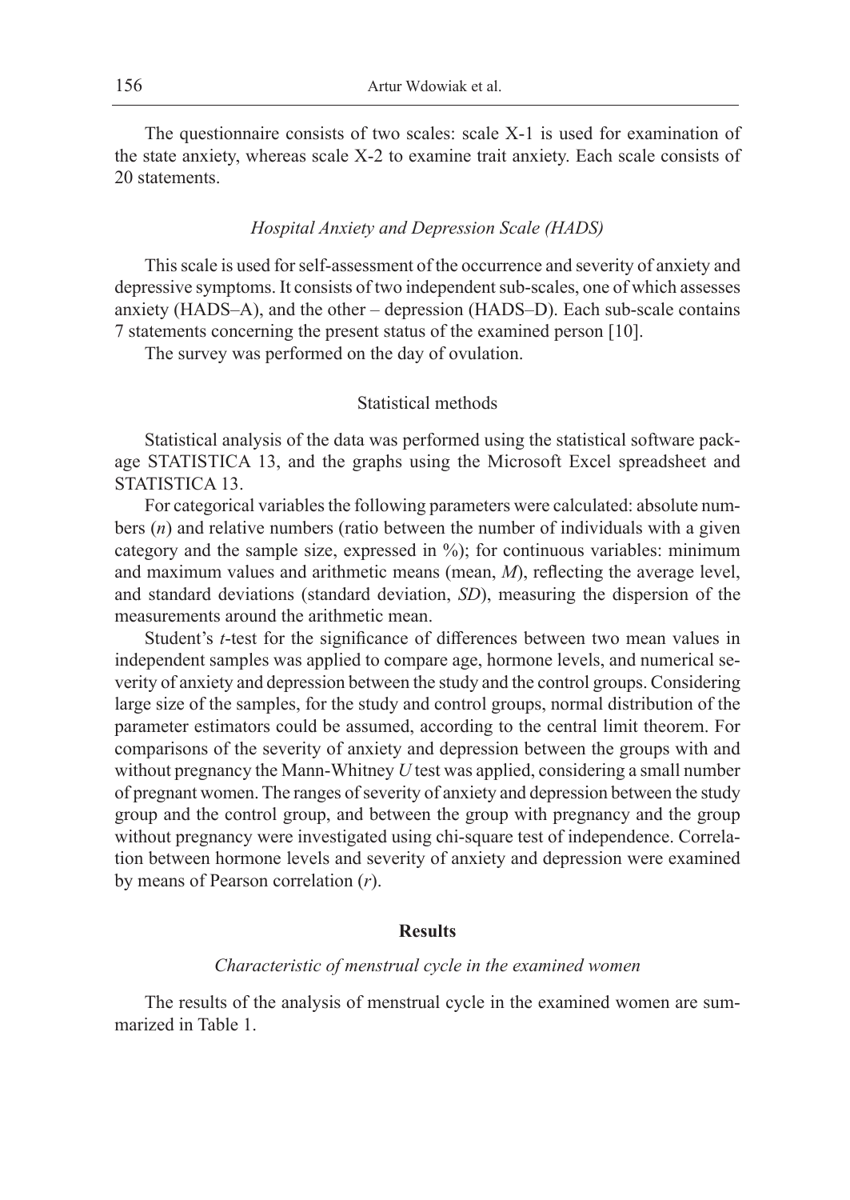The questionnaire consists of two scales: scale X-1 is used for examination of the state anxiety, whereas scale X-2 to examine trait anxiety. Each scale consists of 20 statements.

### *Hospital Anxiety and Depression Scale (HADS)*

This scale is used for self-assessment of the occurrence and severity of anxiety and depressive symptoms. It consists of two independent sub-scales, one of which assesses anxiety (HADS–A), and the other – depression (HADS–D). Each sub-scale contains 7 statements concerning the present status of the examined person [10].

The survey was performed on the day of ovulation.

## Statistical methods

Statistical analysis of the data was performed using the statistical software package STATISTICA 13, and the graphs using the Microsoft Excel spreadsheet and STATISTICA 13.

For categorical variables the following parameters were calculated: absolute numbers ($n$) and relative numbers (ratio between the number of individuals with a given category and the sample size, expressed in %); for continuous variables: minimum and maximum values and arithmetic means (mean, $M$), reflecting the average level, and standard deviations (standard deviation, $SD$), measuring the dispersion of the measurements around the arithmetic mean.

Student's $t$-test for the significance of differences between two mean values in independent samples was applied to compare age, hormone levels, and numerical severity of anxiety and depression between the study and the control groups. Considering large size of the samples, for the study and control groups, normal distribution of the parameter estimators could be assumed, according to the central limit theorem. For comparisons of the severity of anxiety and depression between the groups with and without pregnancy the Mann-Whitney $U$ test was applied, considering a small number of pregnant women. The ranges of severity of anxiety and depression between the study group and the control group, and between the group with pregnancy and the group without pregnancy were investigated using chi-square test of independence. Correlation between hormone levels and severity of anxiety and depression were examined by means of Pearson correlation ($r$).

## **Results**

### *Characteristic of menstrual cycle in the examined women*

The results of the analysis of menstrual cycle in the examined women are summarized in Table 1.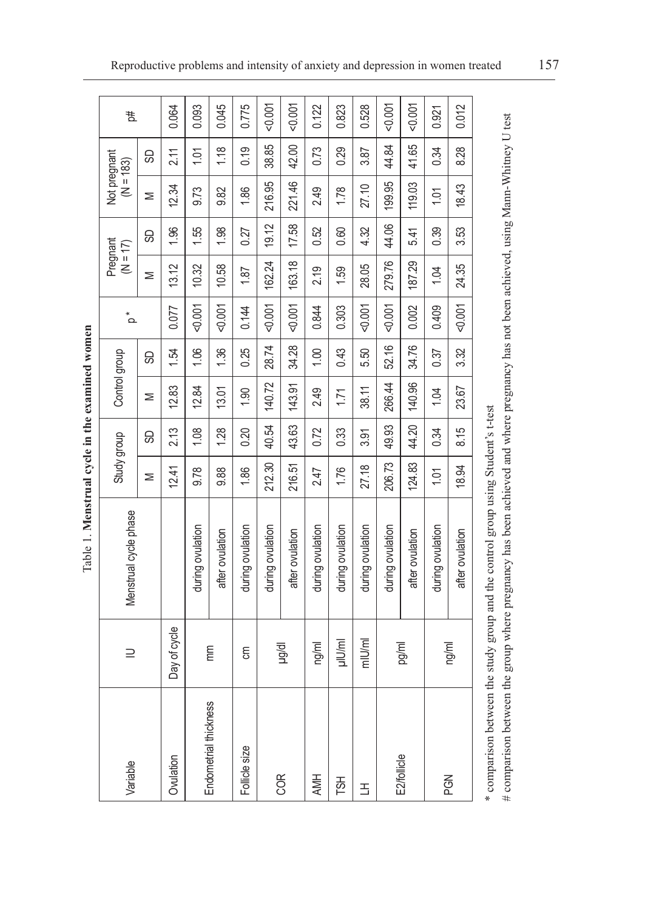Table 1. **Menstrual cycle in the examined women**

| Variable | U | Menstrual cycle phase | Study group | | Control group | | p * | Pregnant (N = 17) | | Not pregnant (N = 183) | | p# |
|---|---|---|---|---|---|---|---|---|---|---|---|---|
| | | | M | SD | M | SD | | M | SD | M | SD | |
| Ovulation | Day of cycle | | 12.41 | 2.13 | 12.83 | 1.54 | 0.077 | 13.12 | 1.96 | 12.34 | 2.11 | 0.064 |
| Endometrial thickness | mm | during ovulation | 9.78 | 1.08 | 12.84 | 1.06 | <0.001 | 10.32 | 1.55 | 9.73 | 1.01 | 0.093 |
| | | after ovulation | 9.88 | 1.28 | 13.01 | 1.36 | <0.001 | 10.58 | 1.98 | 9.82 | 1.18 | 0.045 |
| Follicle size | cm | during ovulation | 1.86 | 0.20 | 1.90 | 0.25 | 0.144 | 1.87 | 0.27 | 1.86 | 0.19 | 0.775 |
| COR | µg/dl | during ovulation | 212.30 | 40.54 | 140.72 | 28.74 | <0.001 | 162.24 | 19.12 | 216.95 | 38.85 | <0.001 |
| | | after ovulation | 216.51 | 43.63 | 143.91 | 34.28 | <0.001 | 163.18 | 17.58 | 221.46 | 42.00 | <0.001 |
| AMH | ng/ml | during ovulation | 2.47 | 0.72 | 2.49 | 1.00 | 0.844 | 2.19 | 0.52 | 2.49 | 0.73 | 0.122 |
| TSH | µIU/ml | during ovulation | 1.76 | 0.33 | 1.71 | 0.43 | 0.303 | 1.59 | 0.60 | 1.78 | 0.29 | 0.823 |
| LH | mIU/ml | during ovulation | 27.18 | 3.91 | 38.11 | 5.50 | <0.001 | 28.05 | 4.32 | 27.10 | 3.87 | 0.528 |
| E2/follicle | pg/ml | during ovulation | 206.73 | 49.93 | 266.44 | 52.16 | <0.001 | 279.76 | 44.06 | 199.95 | 44.84 | <0.001 |
| | | after ovulation | 124.83 | 44.20 | 140.96 | 34.76 | 0.002 | 187.29 | 5.41 | 119.03 | 41.65 | <0.001 |
| PGN | ng/ml | during ovulation | 1.01 | 0.34 | 1.04 | 0.37 | 0.409 | 1.04 | 0.39 | 1.01 | 0.34 | 0.921 |
| | | after ovulation | 18.94 | 8.15 | 23.67 | 3.32 | <0.001 | 24.35 | 3.53 | 18.43 | 8.28 | 0.012 |

\* comparison between the study group and the control group using Student's t-test

\# comparison between the group where pregnancy has been achieved and where pregnancy has not been achieved, using Mann-Whitney U test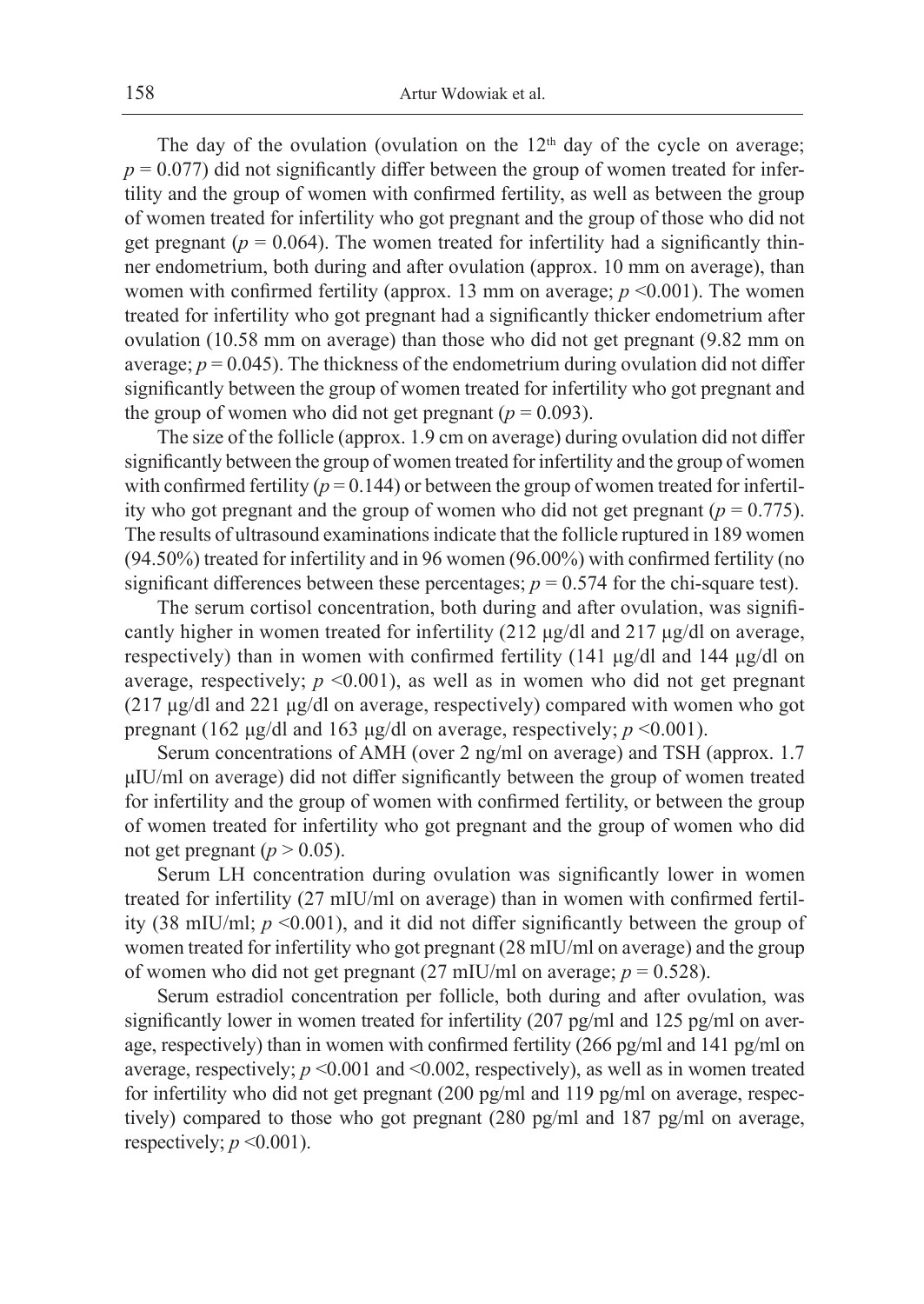The day of the ovulation (ovulation on the 12th day of the cycle on average; $p = 0.077$) did not significantly differ between the group of women treated for infertility and the group of women with confirmed fertility, as well as between the group of women treated for infertility who got pregnant and the group of those who did not get pregnant ($p = 0.064$). The women treated for infertility had a significantly thinner endometrium, both during and after ovulation (approx. 10 mm on average), than women with confirmed fertility (approx. 13 mm on average; $p < 0.001$). The women treated for infertility who got pregnant had a significantly thicker endometrium after ovulation (10.58 mm on average) than those who did not get pregnant (9.82 mm on average; $p = 0.045$). The thickness of the endometrium during ovulation did not differ significantly between the group of women treated for infertility who got pregnant and the group of women who did not get pregnant ($p = 0.093$).

The size of the follicle (approx. 1.9 cm on average) during ovulation did not differ significantly between the group of women treated for infertility and the group of women with confirmed fertility ($p = 0.144$) or between the group of women treated for infertility who got pregnant and the group of women who did not get pregnant ($p = 0.775$). The results of ultrasound examinations indicate that the follicle ruptured in 189 women (94.50%) treated for infertility and in 96 women (96.00%) with confirmed fertility (no significant differences between these percentages; $p = 0.574$ for the chi-square test).

The serum cortisol concentration, both during and after ovulation, was significantly higher in women treated for infertility (212 μg/dl and 217 μg/dl on average, respectively) than in women with confirmed fertility (141 μg/dl and 144 μg/dl on average, respectively; $p < 0.001$), as well as in women who did not get pregnant (217 μg/dl and 221 μg/dl on average, respectively) compared with women who got pregnant (162 μg/dl and 163 μg/dl on average, respectively; $p < 0.001$).

Serum concentrations of AMH (over 2 ng/ml on average) and TSH (approx. 1.7 μIU/ml on average) did not differ significantly between the group of women treated for infertility and the group of women with confirmed fertility, or between the group of women treated for infertility who got pregnant and the group of women who did not get pregnant ($p > 0.05$).

Serum LH concentration during ovulation was significantly lower in women treated for infertility (27 mIU/ml on average) than in women with confirmed fertility (38 mIU/ml; $p < 0.001$), and it did not differ significantly between the group of women treated for infertility who got pregnant (28 mIU/ml on average) and the group of women who did not get pregnant (27 mIU/ml on average; $p = 0.528$).

Serum estradiol concentration per follicle, both during and after ovulation, was significantly lower in women treated for infertility (207 pg/ml and 125 pg/ml on average, respectively) than in women with confirmed fertility (266 pg/ml and 141 pg/ml on average, respectively; $p < 0.001$ and $< 0.002$, respectively), as well as in women treated for infertility who did not get pregnant (200 pg/ml and 119 pg/ml on average, respectively) compared to those who got pregnant (280 pg/ml and 187 pg/ml on average, respectively; $p < 0.001$).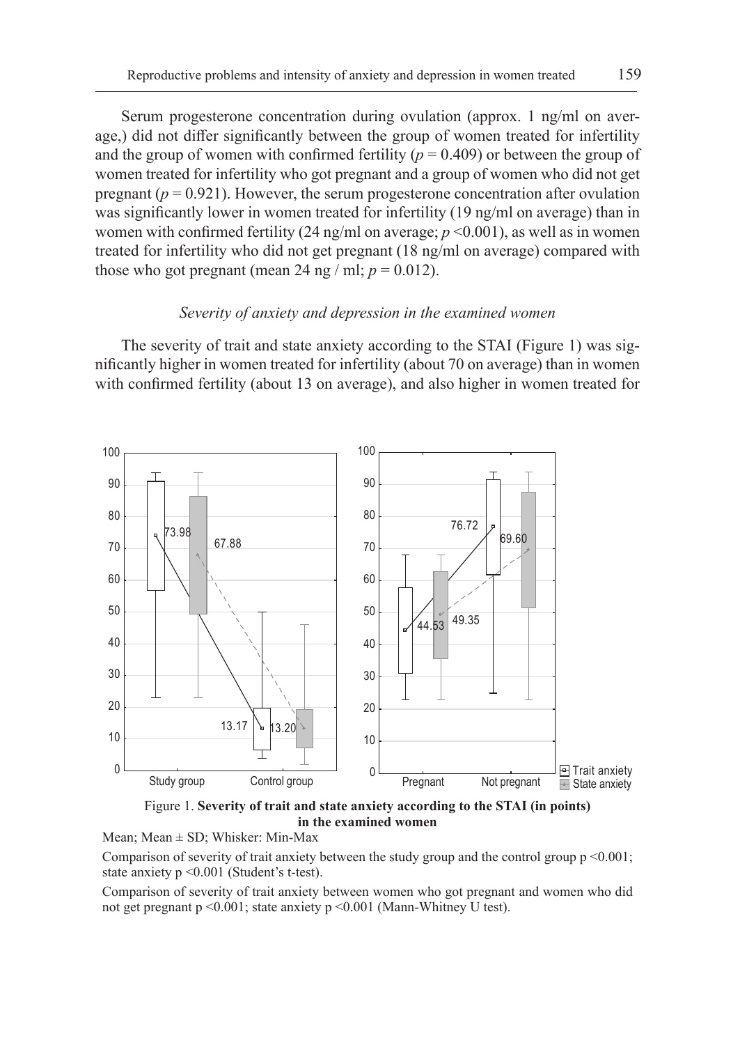Serum progesterone concentration during ovulation (approx. 1 ng/ml on average,) did not differ significantly between the group of women treated for infertility and the group of women with confirmed fertility ($p = 0.409$) or between the group of women treated for infertility who got pregnant and a group of women who did not get pregnant ($p = 0.921$). However, the serum progesterone concentration after ovulation was significantly lower in women treated for infertility (19 ng/ml on average) than in women with confirmed fertility (24 ng/ml on average; $p < 0.001$), as well as in women treated for infertility who did not get pregnant (18 ng/ml on average) compared with those who got pregnant (mean 24 ng / ml; $p = 0.012$).

*Severity of anxiety and depression in the examined women*

The severity of trait and state anxiety according to the STAI (Figure 1) was significantly higher in women treated for infertility (about 70 on average) than in women with confirmed fertility (about 13 on average), and also higher in women treated for

Figure 1. **Severity of trait and state anxiety according to the STAI (in points) in the examined women**

Mean; Mean ± SD; Whisker: Min-Max

Comparison of severity of trait anxiety between the study group and the control group p <0.001; state anxiety p <0.001 (Student's t-test).

Comparison of severity of trait anxiety between women who got pregnant and women who did not get pregnant p <0.001; state anxiety p <0.001 (Mann-Whitney U test).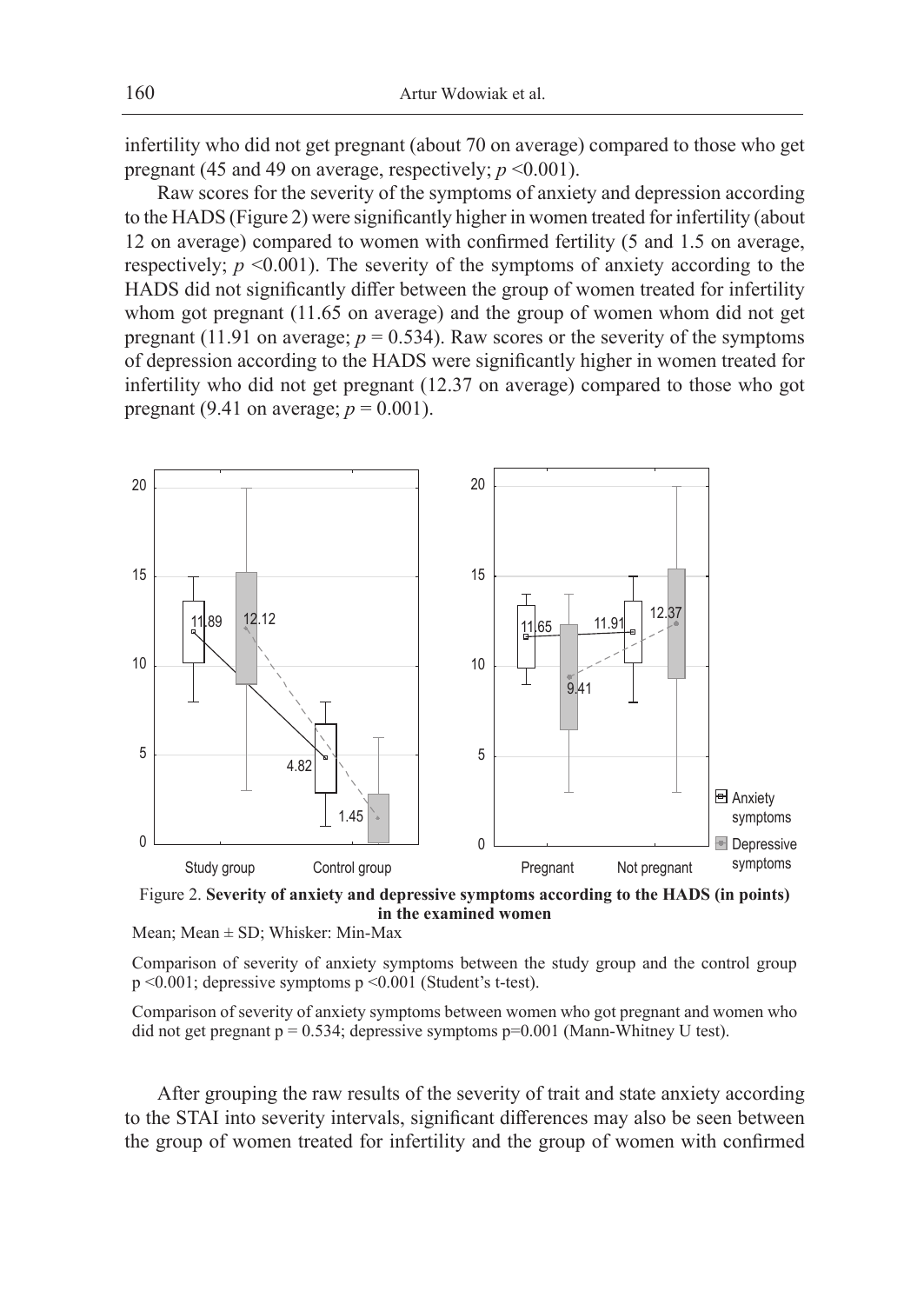infertility who did not get pregnant (about 70 on average) compared to those who get pregnant (45 and 49 on average, respectively; $p$ <0.001).

Raw scores for the severity of the symptoms of anxiety and depression according to the HADS (Figure 2) were significantly higher in women treated for infertility (about 12 on average) compared to women with confirmed fertility (5 and 1.5 on average, respectively; $p$ <0.001). The severity of the symptoms of anxiety according to the HADS did not significantly differ between the group of women treated for infertility whom got pregnant (11.65 on average) and the group of women whom did not get pregnant (11.91 on average; $p$ = 0.534). Raw scores or the severity of the symptoms of depression according to the HADS were significantly higher in women treated for infertility who did not get pregnant (12.37 on average) compared to those who got pregnant (9.41 on average; $p$ = 0.001).

Figure 2. **Severity of anxiety and depressive symptoms according to the HADS (in points) in the examined women**

Mean; Mean ± SD; Whisker: Min-Max

Comparison of severity of anxiety symptoms between the study group and the control group p <0.001; depressive symptoms p <0.001 (Student's t-test).

Comparison of severity of anxiety symptoms between women who got pregnant and women who did not get pregnant p = 0.534; depressive symptoms p=0.001 (Mann-Whitney U test).

After grouping the raw results of the severity of trait and state anxiety according to the STAI into severity intervals, significant differences may also be seen between the group of women treated for infertility and the group of women with confirmed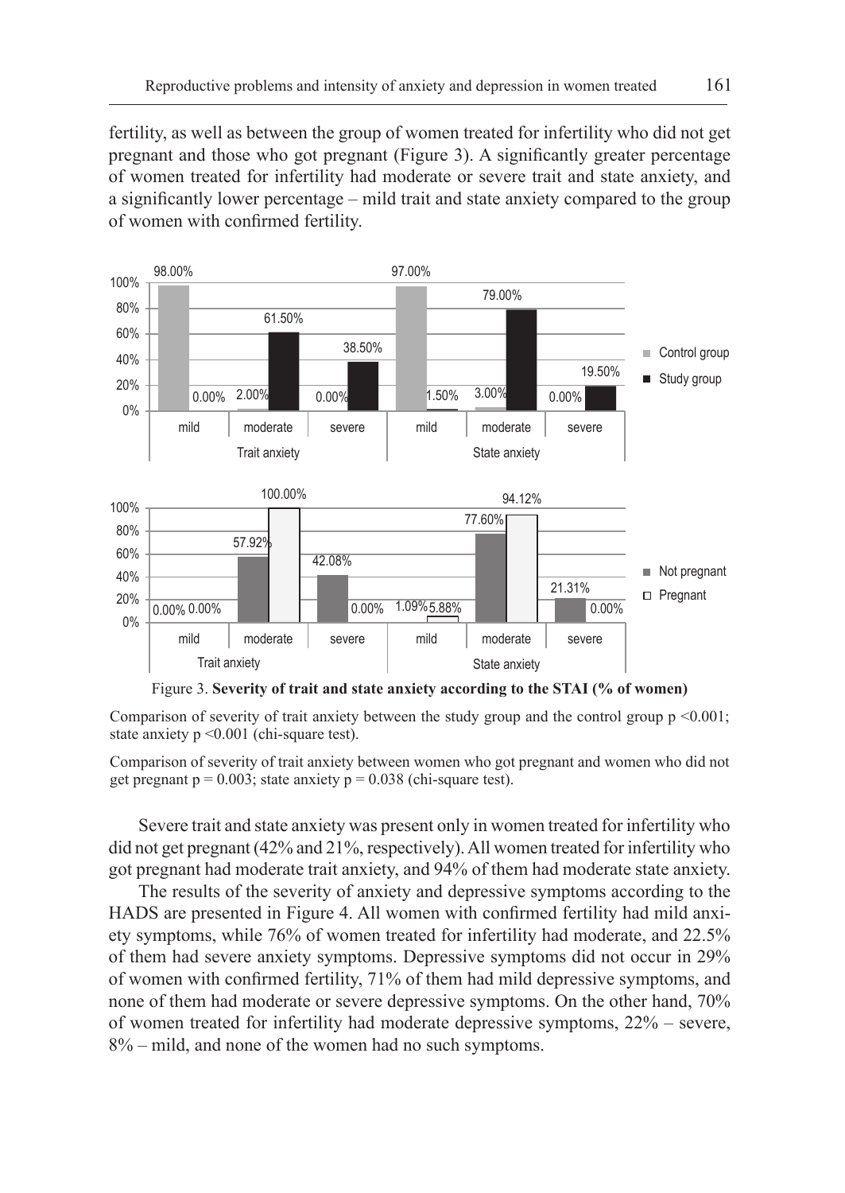fertility, as well as between the group of women treated for infertility who did not get pregnant and those who got pregnant (Figure 3). A significantly greater percentage of women treated for infertility had moderate or severe trait and state anxiety, and a significantly lower percentage – mild trait and state anxiety compared to the group of women with confirmed fertility.

Figure 3. **Severity of trait and state anxiety according to the STAI (% of women)**

Comparison of severity of trait anxiety between the study group and the control group $p < 0.001$; state anxiety $p < 0.001$ (chi-square test).

Comparison of severity of trait anxiety between women who got pregnant and women who did not get pregnant $p = 0.003$; state anxiety $p = 0.038$ (chi-square test).

Severe trait and state anxiety was present only in women treated for infertility who did not get pregnant (42% and 21%, respectively). All women treated for infertility who got pregnant had moderate trait anxiety, and 94% of them had moderate state anxiety.

The results of the severity of anxiety and depressive symptoms according to the HADS are presented in Figure 4. All women with confirmed fertility had mild anxiety symptoms, while 76% of women treated for infertility had moderate, and 22.5% of them had severe anxiety symptoms. Depressive symptoms did not occur in 29% of women with confirmed fertility, 71% of them had mild depressive symptoms, and none of them had moderate or severe depressive symptoms. On the other hand, 70% of women treated for infertility had moderate depressive symptoms, 22% – severe, 8% – mild, and none of the women had no such symptoms.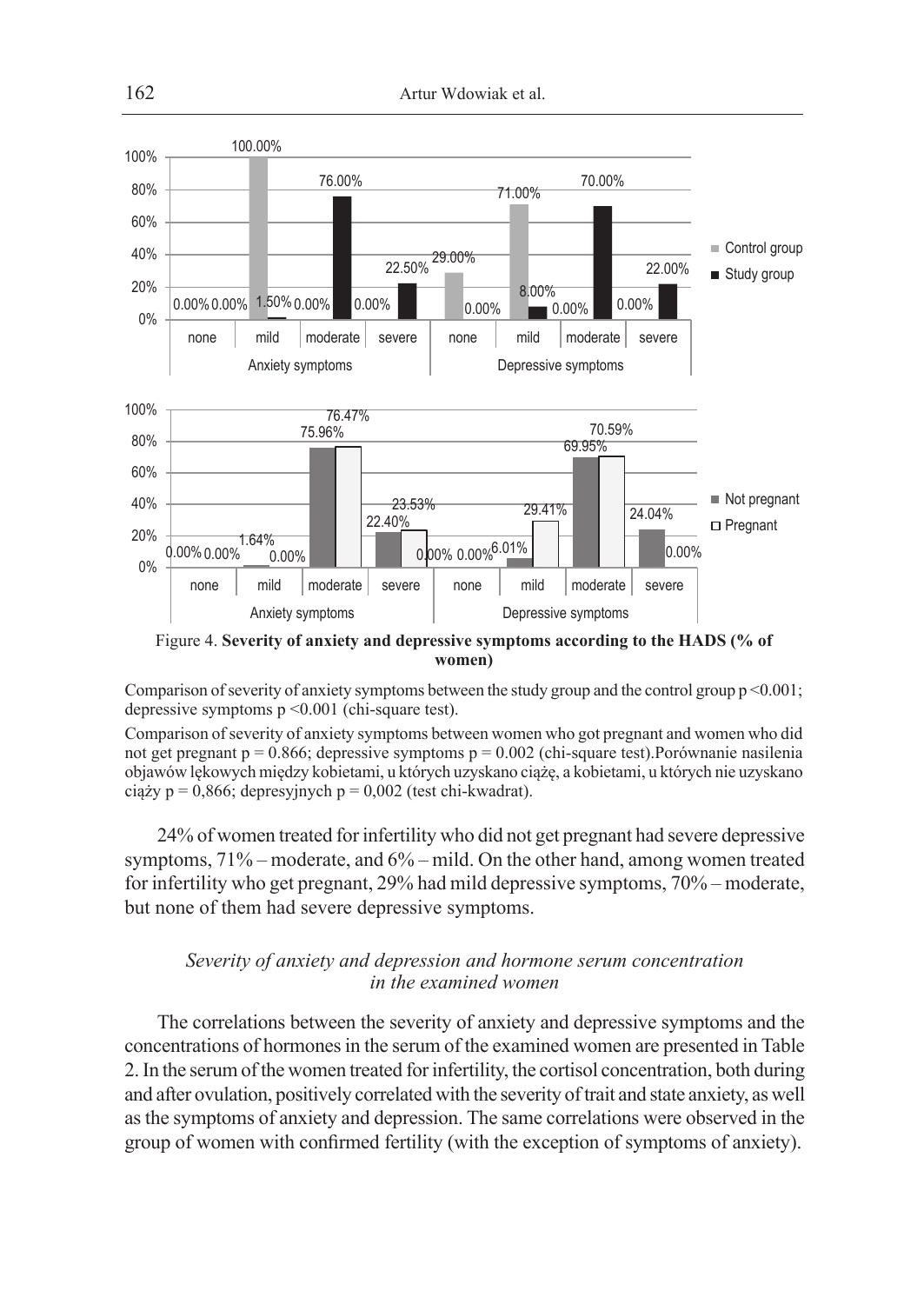Figure 4. **Severity of anxiety and depressive symptoms according to the HADS (% of women)**

Comparison of severity of anxiety symptoms between the study group and the control group $p < 0.001$; depressive symptoms $p < 0.001$ (chi-square test).

Comparison of severity of anxiety symptoms between women who got pregnant and women who did not get pregnant $p = 0.866$; depressive symptoms $p = 0.002$ (chi-square test).Porównanie nasilenia objawów lękowych między kobietami, u których uzyskano ciążę, a kobietami, u których nie uzyskano ciąży p = 0,866; depresyjnych p = 0,002 (test chi-kwadrat).

24% of women treated for infertility who did not get pregnant had severe depressive symptoms, 71% – moderate, and 6% – mild. On the other hand, among women treated for infertility who get pregnant, 29% had mild depressive symptoms, 70% – moderate, but none of them had severe depressive symptoms.

### *Severity of anxiety and depression and hormone serum concentration in the examined women*

The correlations between the severity of anxiety and depressive symptoms and the concentrations of hormones in the serum of the examined women are presented in Table 2. In the serum of the women treated for infertility, the cortisol concentration, both during and after ovulation, positively correlated with the severity of trait and state anxiety, as well as the symptoms of anxiety and depression. The same correlations were observed in the group of women with confirmed fertility (with the exception of symptoms of anxiety).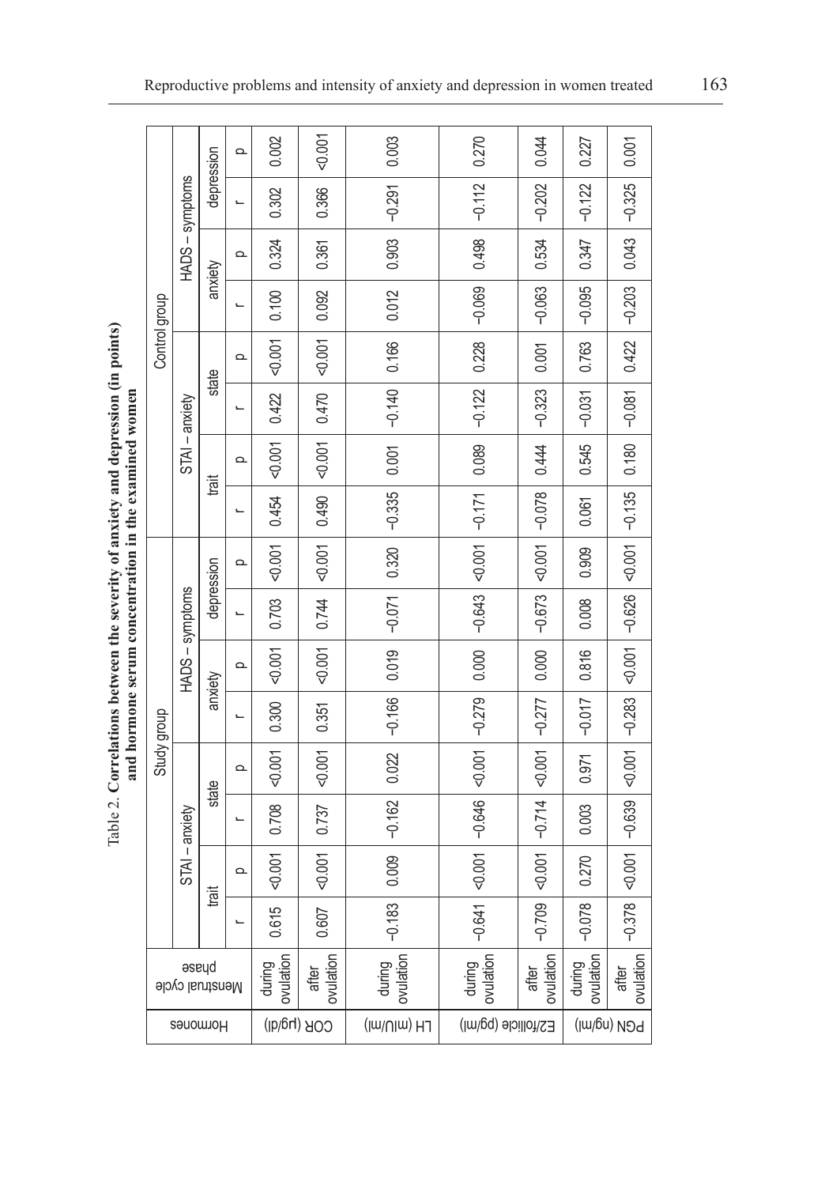Table 2. **Correlations between the severity of anxiety and depression (in points) and hormone serum concentration in the examined women**

| Hormones | Menstrual cycle phase | Study group | | | | | | | | Control group | | | | | | | |
|---|---|---|---|---|---|---|---|---|---|---|---|---|---|---|---|---|---|
| | | STAI – anxiety | | | | HADS – symptoms | | | | STAI – anxiety | | | | HADS – symptoms | | | |
| | | trait | | state | | anxiety | | depression | | trait | | state | | anxiety | | depression | |
| | | r | p | r | p | r | p | r | p | r | p | r | p | r | p | r | p |
| COR (μg/dl) | during ovulation | 0.615 | <0.001 | 0.708 | <0.001 | 0.300 | <0.001 | 0.703 | <0.001 | 0.454 | <0.001 | 0.422 | <0.001 | 0.100 | 0.324 | 0.302 | 0.002 |
| | after ovulation | 0.607 | <0.001 | 0.737 | <0.001 | 0.351 | <0.001 | 0.744 | <0.001 | 0.490 | <0.001 | 0.470 | <0.001 | 0.092 | 0.361 | 0.366 | <0.001 |
| LH (mIU/ml) | during ovulation | −0.183 | 0.009 | −0.162 | 0.022 | −0.166 | 0.019 | −0.071 | 0.320 | −0.335 | 0.001 | −0.140 | 0.166 | 0.012 | 0.903 | −0.291 | 0.003 |
| E2/follicle (pg/ml) | during ovulation | −0.641 | <0.001 | −0.646 | <0.001 | −0.279 | 0.000 | −0.643 | <0.001 | −0.171 | 0.089 | −0.122 | 0.228 | −0.069 | 0.498 | −0.112 | 0.270 |
| | after ovulation | −0.709 | <0.001 | −0.714 | <0.001 | −0.277 | 0.000 | −0.673 | <0.001 | −0.078 | 0.444 | −0.323 | 0.001 | −0.063 | 0.534 | −0.202 | 0.044 |
| PGN (ng/ml) | during ovulation | −0.078 | 0.270 | 0.003 | 0.971 | −0.017 | 0.816 | 0.008 | 0.909 | 0.061 | 0.545 | −0.031 | 0.763 | −0.095 | 0.347 | −0.122 | 0.227 |
| | after ovulation | −0.378 | <0.001 | −0.639 | <0.001 | −0.283 | <0.001 | −0.626 | <0.001 | −0.135 | 0.180 | −0.081 | 0.422 | −0.203 | 0.043 | −0.325 | 0.001 |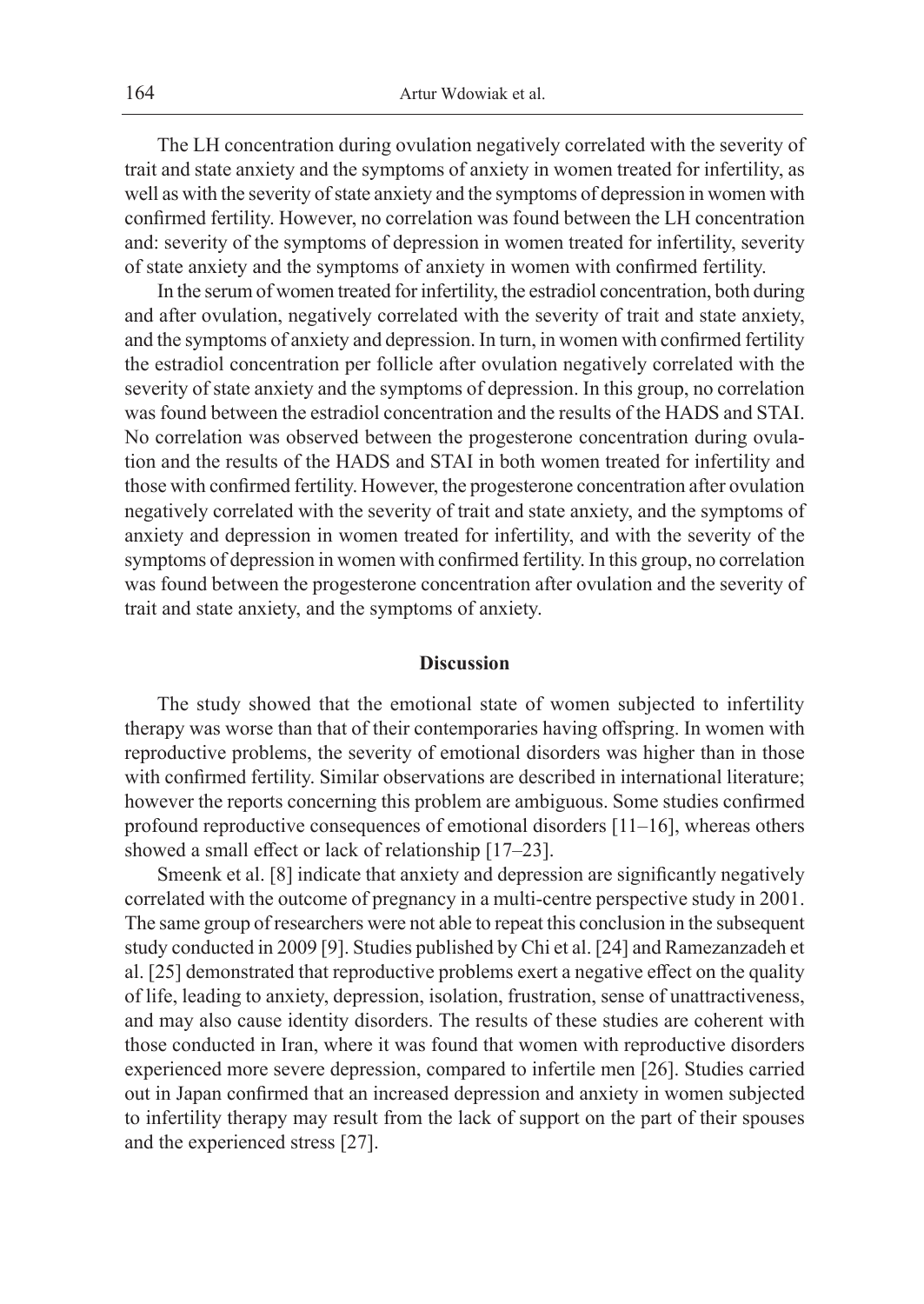The LH concentration during ovulation negatively correlated with the severity of trait and state anxiety and the symptoms of anxiety in women treated for infertility, as well as with the severity of state anxiety and the symptoms of depression in women with confirmed fertility. However, no correlation was found between the LH concentration and: severity of the symptoms of depression in women treated for infertility, severity of state anxiety and the symptoms of anxiety in women with confirmed fertility.

In the serum of women treated for infertility, the estradiol concentration, both during and after ovulation, negatively correlated with the severity of trait and state anxiety, and the symptoms of anxiety and depression. In turn, in women with confirmed fertility the estradiol concentration per follicle after ovulation negatively correlated with the severity of state anxiety and the symptoms of depression. In this group, no correlation was found between the estradiol concentration and the results of the HADS and STAI. No correlation was observed between the progesterone concentration during ovulation and the results of the HADS and STAI in both women treated for infertility and those with confirmed fertility. However, the progesterone concentration after ovulation negatively correlated with the severity of trait and state anxiety, and the symptoms of anxiety and depression in women treated for infertility, and with the severity of the symptoms of depression in women with confirmed fertility. In this group, no correlation was found between the progesterone concentration after ovulation and the severity of trait and state anxiety, and the symptoms of anxiety.

## Discussion

The study showed that the emotional state of women subjected to infertility therapy was worse than that of their contemporaries having offspring. In women with reproductive problems, the severity of emotional disorders was higher than in those with confirmed fertility. Similar observations are described in international literature; however the reports concerning this problem are ambiguous. Some studies confirmed profound reproductive consequences of emotional disorders [11–16], whereas others showed a small effect or lack of relationship [17–23].

Smeenk et al. [8] indicate that anxiety and depression are significantly negatively correlated with the outcome of pregnancy in a multi-centre perspective study in 2001. The same group of researchers were not able to repeat this conclusion in the subsequent study conducted in 2009 [9]. Studies published by Chi et al. [24] and Ramezanzadeh et al. [25] demonstrated that reproductive problems exert a negative effect on the quality of life, leading to anxiety, depression, isolation, frustration, sense of unattractiveness, and may also cause identity disorders. The results of these studies are coherent with those conducted in Iran, where it was found that women with reproductive disorders experienced more severe depression, compared to infertile men [26]. Studies carried out in Japan confirmed that an increased depression and anxiety in women subjected to infertility therapy may result from the lack of support on the part of their spouses and the experienced stress [27].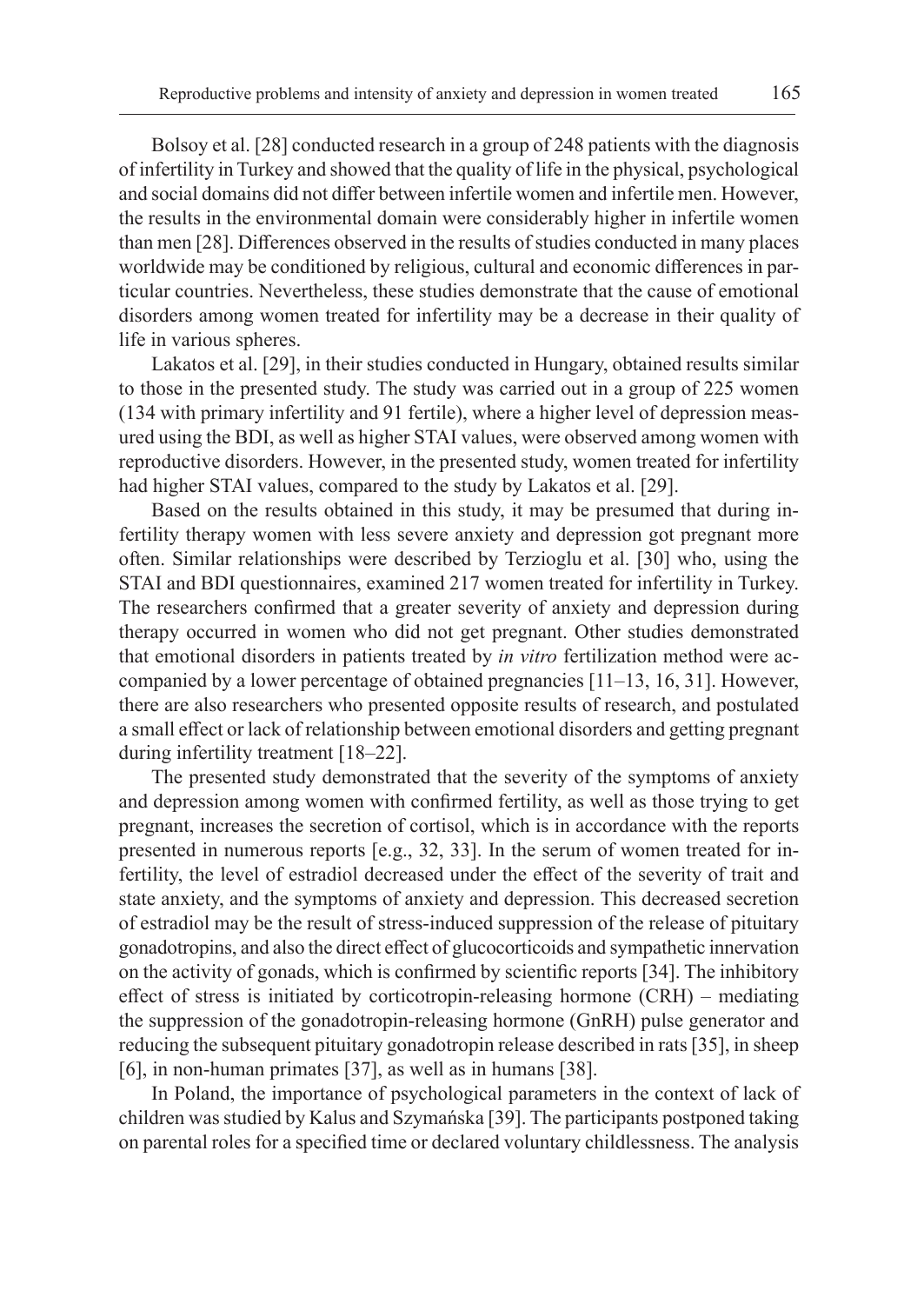Bolsoy et al. [28] conducted research in a group of 248 patients with the diagnosis of infertility in Turkey and showed that the quality of life in the physical, psychological and social domains did not differ between infertile women and infertile men. However, the results in the environmental domain were considerably higher in infertile women than men [28]. Differences observed in the results of studies conducted in many places worldwide may be conditioned by religious, cultural and economic differences in particular countries. Nevertheless, these studies demonstrate that the cause of emotional disorders among women treated for infertility may be a decrease in their quality of life in various spheres.

Lakatos et al. [29], in their studies conducted in Hungary, obtained results similar to those in the presented study. The study was carried out in a group of 225 women (134 with primary infertility and 91 fertile), where a higher level of depression measured using the BDI, as well as higher STAI values, were observed among women with reproductive disorders. However, in the presented study, women treated for infertility had higher STAI values, compared to the study by Lakatos et al. [29].

Based on the results obtained in this study, it may be presumed that during infertility therapy women with less severe anxiety and depression got pregnant more often. Similar relationships were described by Terzioglu et al. [30] who, using the STAI and BDI questionnaires, examined 217 women treated for infertility in Turkey. The researchers confirmed that a greater severity of anxiety and depression during therapy occurred in women who did not get pregnant. Other studies demonstrated that emotional disorders in patients treated by *in vitro* fertilization method were accompanied by a lower percentage of obtained pregnancies [11–13, 16, 31]. However, there are also researchers who presented opposite results of research, and postulated a small effect or lack of relationship between emotional disorders and getting pregnant during infertility treatment [18–22].

The presented study demonstrated that the severity of the symptoms of anxiety and depression among women with confirmed fertility, as well as those trying to get pregnant, increases the secretion of cortisol, which is in accordance with the reports presented in numerous reports [e.g., 32, 33]. In the serum of women treated for infertility, the level of estradiol decreased under the effect of the severity of trait and state anxiety, and the symptoms of anxiety and depression. This decreased secretion of estradiol may be the result of stress-induced suppression of the release of pituitary gonadotropins, and also the direct effect of glucocorticoids and sympathetic innervation on the activity of gonads, which is confirmed by scientific reports [34]. The inhibitory effect of stress is initiated by corticotropin-releasing hormone (CRH) – mediating the suppression of the gonadotropin-releasing hormone (GnRH) pulse generator and reducing the subsequent pituitary gonadotropin release described in rats [35], in sheep [6], in non-human primates [37], as well as in humans [38].

In Poland, the importance of psychological parameters in the context of lack of children was studied by Kalus and Szymańska [39]. The participants postponed taking on parental roles for a specified time or declared voluntary childlessness. The analysis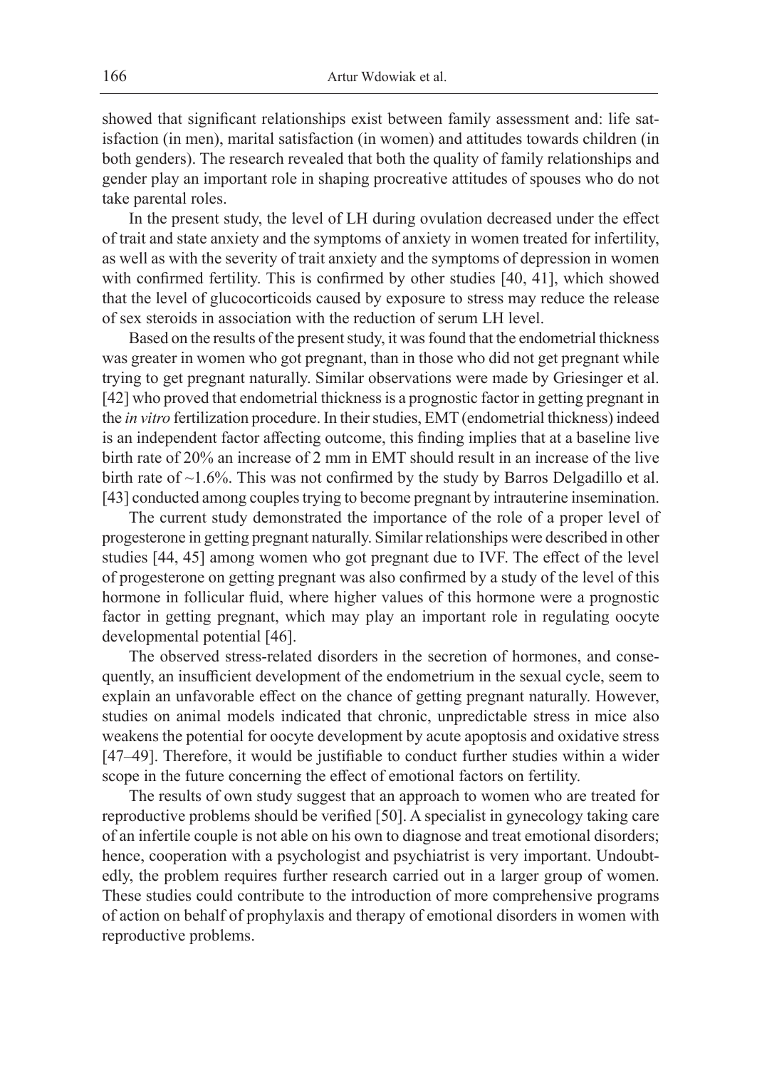showed that significant relationships exist between family assessment and: life satisfaction (in men), marital satisfaction (in women) and attitudes towards children (in both genders). The research revealed that both the quality of family relationships and gender play an important role in shaping procreative attitudes of spouses who do not take parental roles.

In the present study, the level of LH during ovulation decreased under the effect of trait and state anxiety and the symptoms of anxiety in women treated for infertility, as well as with the severity of trait anxiety and the symptoms of depression in women with confirmed fertility. This is confirmed by other studies [40, 41], which showed that the level of glucocorticoids caused by exposure to stress may reduce the release of sex steroids in association with the reduction of serum LH level.

Based on the results of the present study, it was found that the endometrial thickness was greater in women who got pregnant, than in those who did not get pregnant while trying to get pregnant naturally. Similar observations were made by Griesinger et al. [42] who proved that endometrial thickness is a prognostic factor in getting pregnant in the *in vitro* fertilization procedure. In their studies, EMT (endometrial thickness) indeed is an independent factor affecting outcome, this finding implies that at a baseline live birth rate of 20% an increase of 2 mm in EMT should result in an increase of the live birth rate of ~1.6%. This was not confirmed by the study by Barros Delgadillo et al. [43] conducted among couples trying to become pregnant by intrauterine insemination.

The current study demonstrated the importance of the role of a proper level of progesterone in getting pregnant naturally. Similar relationships were described in other studies [44, 45] among women who got pregnant due to IVF. The effect of the level of progesterone on getting pregnant was also confirmed by a study of the level of this hormone in follicular fluid, where higher values of this hormone were a prognostic factor in getting pregnant, which may play an important role in regulating oocyte developmental potential [46].

The observed stress-related disorders in the secretion of hormones, and consequently, an insufficient development of the endometrium in the sexual cycle, seem to explain an unfavorable effect on the chance of getting pregnant naturally. However, studies on animal models indicated that chronic, unpredictable stress in mice also weakens the potential for oocyte development by acute apoptosis and oxidative stress [47–49]. Therefore, it would be justifiable to conduct further studies within a wider scope in the future concerning the effect of emotional factors on fertility.

The results of own study suggest that an approach to women who are treated for reproductive problems should be verified [50]. A specialist in gynecology taking care of an infertile couple is not able on his own to diagnose and treat emotional disorders; hence, cooperation with a psychologist and psychiatrist is very important. Undoubtedly, the problem requires further research carried out in a larger group of women. These studies could contribute to the introduction of more comprehensive programs of action on behalf of prophylaxis and therapy of emotional disorders in women with reproductive problems.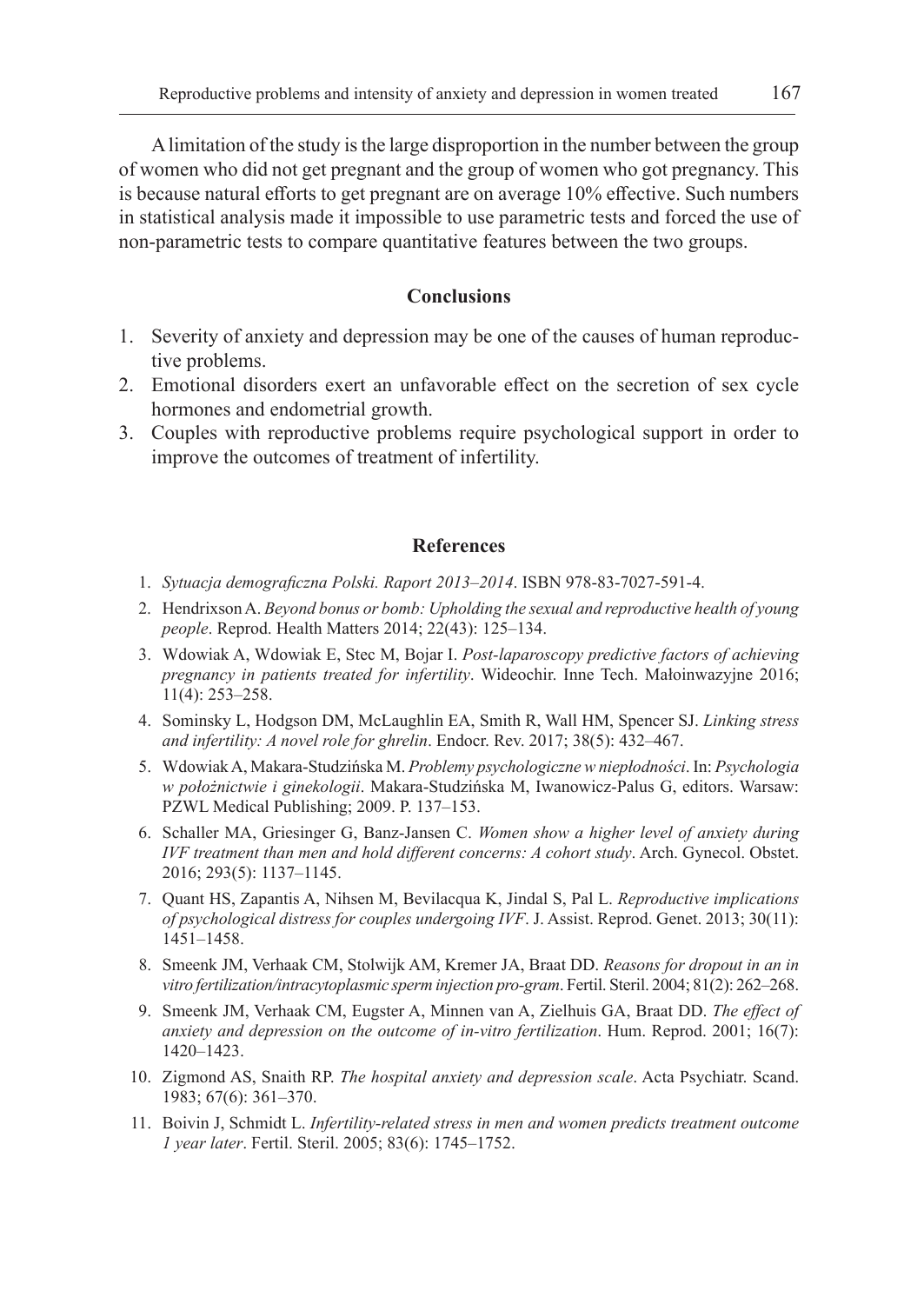A limitation of the study is the large disproportion in the number between the group of women who did not get pregnant and the group of women who got pregnancy. This is because natural efforts to get pregnant are on average 10% effective. Such numbers in statistical analysis made it impossible to use parametric tests and forced the use of non-parametric tests to compare quantitative features between the two groups.

## Conclusions

1. Severity of anxiety and depression may be one of the causes of human reproductive problems.
2. Emotional disorders exert an unfavorable effect on the secretion of sex cycle hormones and endometrial growth.
3. Couples with reproductive problems require psychological support in order to improve the outcomes of treatment of infertility.

## References

1. *Sytuacja demograficzna Polski. Raport 2013–2014*. ISBN 978-83-7027-591-4.
2. Hendrixson A. *Beyond bonus or bomb: Upholding the sexual and reproductive health of young people*. Reprod. Health Matters 2014; 22(43): 125–134.
3. Wdowiak A, Wdowiak E, Stec M, Bojar I. *Post-laparoscopy predictive factors of achieving pregnancy in patients treated for infertility*. Wideochir. Inne Tech. Małoinwazyjne 2016; 11(4): 253–258.
4. Sominsky L, Hodgson DM, McLaughlin EA, Smith R, Wall HM, Spencer SJ. *Linking stress and infertility: A novel role for ghrelin*. Endocr. Rev. 2017; 38(5): 432–467.
5. Wdowiak A, Makara-Studzińska M. *Problemy psychologiczne w niepłodności*. In: *Psychologia w położnictwie i ginekologii*. Makara-Studzińska M, Iwanowicz-Palus G, editors. Warsaw: PZWL Medical Publishing; 2009. P. 137–153.
6. Schaller MA, Griesinger G, Banz-Jansen C. *Women show a higher level of anxiety during IVF treatment than men and hold different concerns: A cohort study*. Arch. Gynecol. Obstet. 2016; 293(5): 1137–1145.
7. Quant HS, Zapantis A, Nihsen M, Bevilacqua K, Jindal S, Pal L. *Reproductive implications of psychological distress for couples undergoing IVF*. J. Assist. Reprod. Genet. 2013; 30(11): 1451–1458.
8. Smeenk JM, Verhaak CM, Stolwijk AM, Kremer JA, Braat DD. *Reasons for dropout in an in vitro fertilization/intracytoplasmic sperm injection pro-gram*. Fertil. Steril. 2004; 81(2): 262–268.
9. Smeenk JM, Verhaak CM, Eugster A, Minnen van A, Zielhuis GA, Braat DD. *The effect of anxiety and depression on the outcome of in-vitro fertilization*. Hum. Reprod. 2001; 16(7): 1420–1423.
10. Zigmond AS, Snaith RP. *The hospital anxiety and depression scale*. Acta Psychiatr. Scand. 1983; 67(6): 361–370.
11. Boivin J, Schmidt L. *Infertility-related stress in men and women predicts treatment outcome 1 year later*. Fertil. Steril. 2005; 83(6): 1745–1752.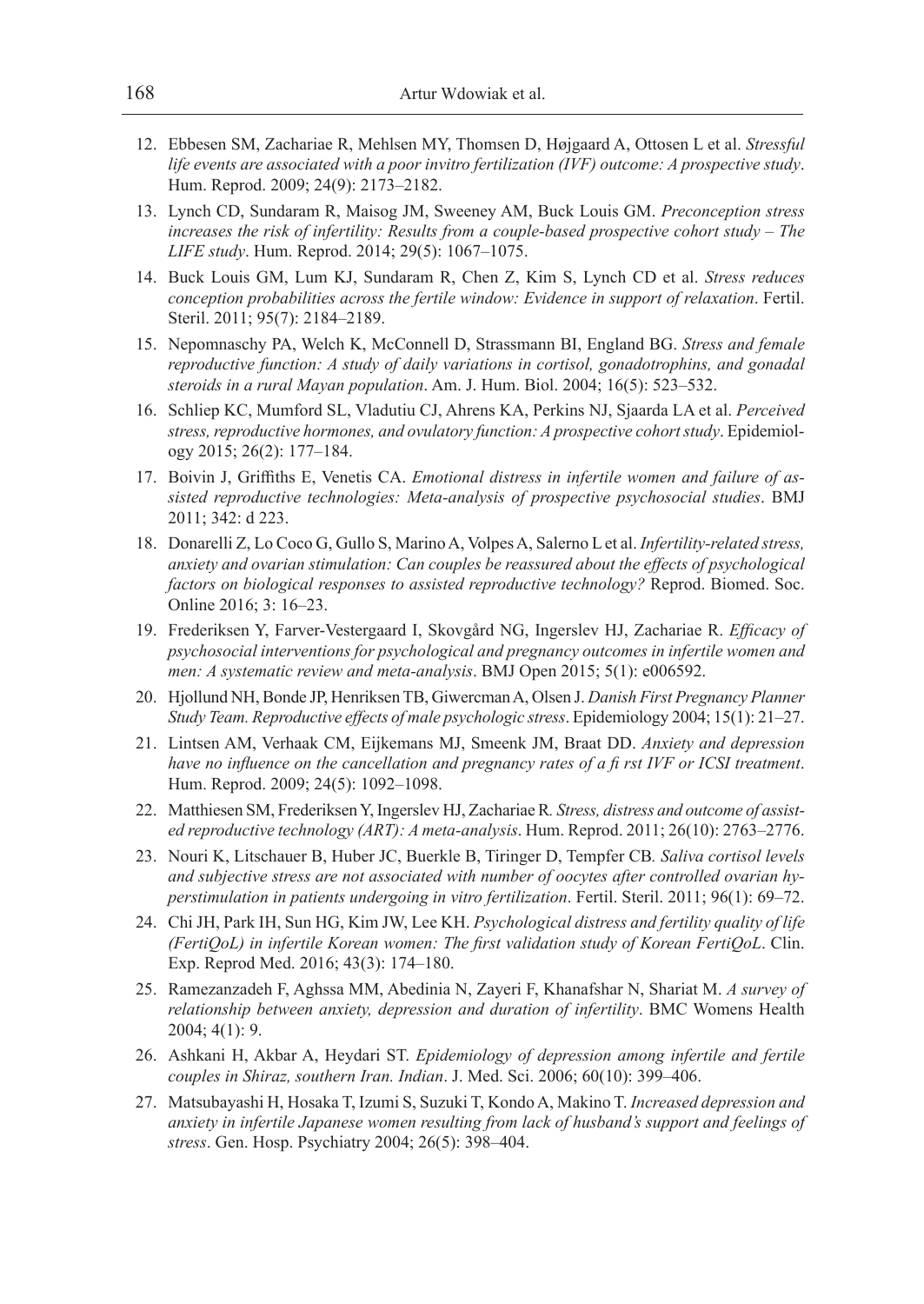12. Ebbesen SM, Zachariae R, Mehlsen MY, Thomsen D, Højgaard A, Ottosen L et al. *Stressful life events are associated with a poor invitro fertilization (IVF) outcome: A prospective study*. Hum. Reprod. 2009; 24(9): 2173–2182.
13. Lynch CD, Sundaram R, Maisog JM, Sweeney AM, Buck Louis GM. *Preconception stress increases the risk of infertility: Results from a couple-based prospective cohort study – The LIFE study*. Hum. Reprod. 2014; 29(5): 1067–1075.
14. Buck Louis GM, Lum KJ, Sundaram R, Chen Z, Kim S, Lynch CD et al. *Stress reduces conception probabilities across the fertile window: Evidence in support of relaxation*. Fertil. Steril. 2011; 95(7): 2184–2189.
15. Nepomnaschy PA, Welch K, McConnell D, Strassmann BI, England BG. *Stress and female reproductive function: A study of daily variations in cortisol, gonadotrophins, and gonadal steroids in a rural Mayan population*. Am. J. Hum. Biol. 2004; 16(5): 523–532.
16. Schliep KC, Mumford SL, Vladutiu CJ, Ahrens KA, Perkins NJ, Sjaarda LA et al. *Perceived stress, reproductive hormones, and ovulatory function: A prospective cohort study*. Epidemiology 2015; 26(2): 177–184.
17. Boivin J, Griffiths E, Venetis CA. *Emotional distress in infertile women and failure of assisted reproductive technologies: Meta-analysis of prospective psychosocial studies*. BMJ 2011; 342: d 223.
18. Donarelli Z, Lo Coco G, Gullo S, Marino A, Volpes A, Salerno L et al. *Infertility-related stress, anxiety and ovarian stimulation: Can couples be reassured about the effects of psychological factors on biological responses to assisted reproductive technology?* Reprod. Biomed. Soc. Online 2016; 3: 16–23.
19. Frederiksen Y, Farver-Vestergaard I, Skovgård NG, Ingerslev HJ, Zachariae R. *Efficacy of psychosocial interventions for psychological and pregnancy outcomes in infertile women and men: A systematic review and meta-analysis*. BMJ Open 2015; 5(1): e006592.
20. Hjollund NH, Bonde JP, Henriksen TB, Giwercman A, Olsen J. *Danish First Pregnancy Planner Study Team. Reproductive effects of male psychologic stress*. Epidemiology 2004; 15(1): 21–27.
21. Lintsen AM, Verhaak CM, Eijkemans MJ, Smeenk JM, Braat DD. *Anxiety and depression have no influence on the cancellation and pregnancy rates of a fi rst IVF or ICSI treatment*. Hum. Reprod. 2009; 24(5): 1092–1098.
22. Matthiesen SM, Frederiksen Y, Ingerslev HJ, Zachariae R. *Stress, distress and outcome of assisted reproductive technology (ART): A meta-analysis*. Hum. Reprod. 2011; 26(10): 2763–2776.
23. Nouri K, Litschauer B, Huber JC, Buerkle B, Tiringer D, Tempfer CB. *Saliva cortisol levels and subjective stress are not associated with number of oocytes after controlled ovarian hyperstimulation in patients undergoing in vitro fertilization*. Fertil. Steril. 2011; 96(1): 69–72.
24. Chi JH, Park IH, Sun HG, Kim JW, Lee KH. *Psychological distress and fertility quality of life (FertiQoL) in infertile Korean women: The first validation study of Korean FertiQoL*. Clin. Exp. Reprod Med. 2016; 43(3): 174–180.
25. Ramezanzadeh F, Aghssa MM, Abedinia N, Zayeri F, Khanafshar N, Shariat M. *A survey of relationship between anxiety, depression and duration of infertility*. BMC Womens Health 2004; 4(1): 9.
26. Ashkani H, Akbar A, Heydari ST. *Epidemiology of depression among infertile and fertile couples in Shiraz, southern Iran. Indian*. J. Med. Sci. 2006; 60(10): 399–406.
27. Matsubayashi H, Hosaka T, Izumi S, Suzuki T, Kondo A, Makino T. *Increased depression and anxiety in infertile Japanese women resulting from lack of husband's support and feelings of stress*. Gen. Hosp. Psychiatry 2004; 26(5): 398–404.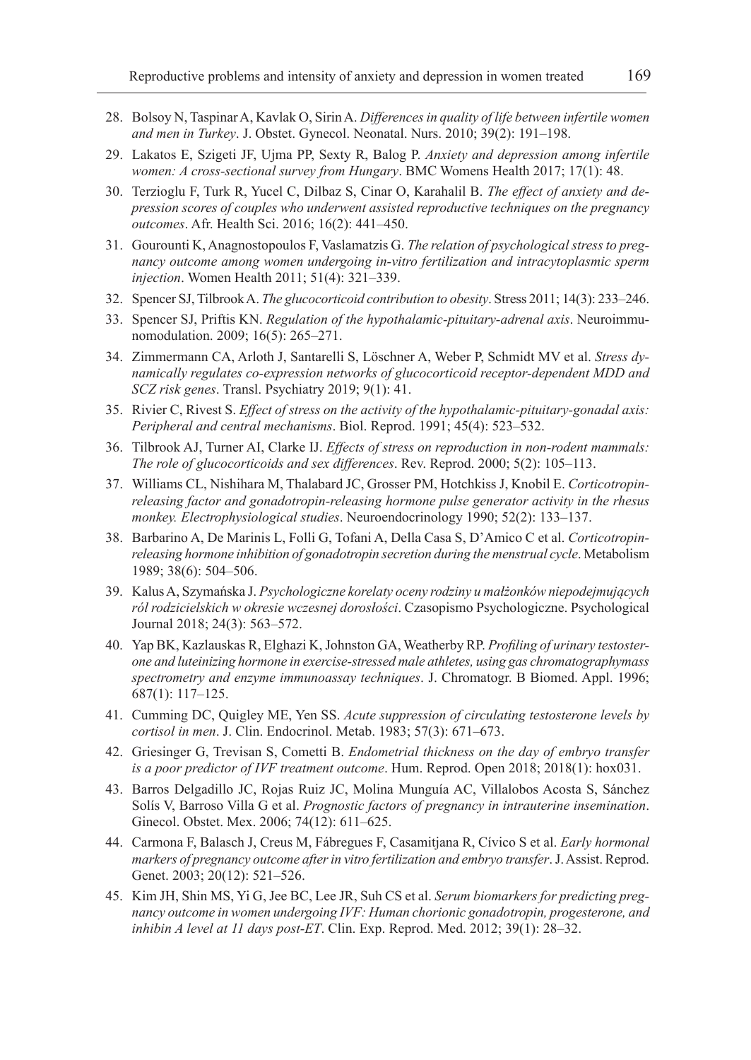28. Bolsoy N, Taspinar A, Kavlak O, Sirin A. *Differences in quality of life between infertile women and men in Turkey*. J. Obstet. Gynecol. Neonatal. Nurs. 2010; 39(2): 191–198.
29. Lakatos E, Szigeti JF, Ujma PP, Sexty R, Balog P. *Anxiety and depression among infertile women: A cross-sectional survey from Hungary*. BMC Womens Health 2017; 17(1): 48.
30. Terzioglu F, Turk R, Yucel C, Dilbaz S, Cinar O, Karahalil B. *The effect of anxiety and depression scores of couples who underwent assisted reproductive techniques on the pregnancy outcomes*. Afr. Health Sci. 2016; 16(2): 441–450.
31. Gourounti K, Anagnostopoulos F, Vaslamatzis G. *The relation of psychological stress to pregnancy outcome among women undergoing in-vitro fertilization and intracytoplasmic sperm injection*. Women Health 2011; 51(4): 321–339.
32. Spencer SJ, Tilbrook A. *The glucocorticoid contribution to obesity*. Stress 2011; 14(3): 233–246.
33. Spencer SJ, Priftis KN. *Regulation of the hypothalamic-pituitary-adrenal axis*. Neuroimmunomodulation. 2009; 16(5): 265–271.
34. Zimmermann CA, Arloth J, Santarelli S, Löschner A, Weber P, Schmidt MV et al. *Stress dynamically regulates co-expression networks of glucocorticoid receptor-dependent MDD and SCZ risk genes*. Transl. Psychiatry 2019; 9(1): 41.
35. Rivier C, Rivest S. *Effect of stress on the activity of the hypothalamic-pituitary-gonadal axis: Peripheral and central mechanisms*. Biol. Reprod. 1991; 45(4): 523–532.
36. Tilbrook AJ, Turner AI, Clarke IJ. *Effects of stress on reproduction in non-rodent mammals: The role of glucocorticoids and sex differences*. Rev. Reprod. 2000; 5(2): 105–113.
37. Williams CL, Nishihara M, Thalabard JC, Grosser PM, Hotchkiss J, Knobil E. *Corticotropin-releasing factor and gonadotropin-releasing hormone pulse generator activity in the rhesus monkey. Electrophysiological studies*. Neuroendocrinology 1990; 52(2): 133–137.
38. Barbarino A, De Marinis L, Folli G, Tofani A, Della Casa S, D'Amico C et al. *Corticotropin-releasing hormone inhibition of gonadotropin secretion during the menstrual cycle*. Metabolism 1989; 38(6): 504–506.
39. Kalus A, Szymańska J. *Psychologiczne korelaty oceny rodziny u małżonków niepodejmujących ról rodzicielskich w okresie wczesnej dorosłości*. Czasopismo Psychologiczne. Psychological Journal 2018; 24(3): 563–572.
40. Yap BK, Kazlauskas R, Elghazi K, Johnston GA, Weatherby RP. *Profiling of urinary testosterone and luteinizing hormone in exercise-stressed male athletes, using gas chromatographymass spectrometry and enzyme immunoassay techniques*. J. Chromatogr. B Biomed. Appl. 1996; 687(1): 117–125.
41. Cumming DC, Quigley ME, Yen SS. *Acute suppression of circulating testosterone levels by cortisol in men*. J. Clin. Endocrinol. Metab. 1983; 57(3): 671–673.
42. Griesinger G, Trevisan S, Cometti B. *Endometrial thickness on the day of embryo transfer is a poor predictor of IVF treatment outcome*. Hum. Reprod. Open 2018; 2018(1): hox031.
43. Barros Delgadillo JC, Rojas Ruiz JC, Molina Munguía AC, Villalobos Acosta S, Sánchez Solís V, Barroso Villa G et al. *Prognostic factors of pregnancy in intrauterine insemination*. Ginecol. Obstet. Mex. 2006; 74(12): 611–625.
44. Carmona F, Balasch J, Creus M, Fábregues F, Casamitjana R, Cívico S et al. *Early hormonal markers of pregnancy outcome after in vitro fertilization and embryo transfer*. J. Assist. Reprod. Genet. 2003; 20(12): 521–526.
45. Kim JH, Shin MS, Yi G, Jee BC, Lee JR, Suh CS et al. *Serum biomarkers for predicting pregnancy outcome in women undergoing IVF: Human chorionic gonadotropin, progesterone, and inhibin A level at 11 days post-ET*. Clin. Exp. Reprod. Med. 2012; 39(1): 28–32.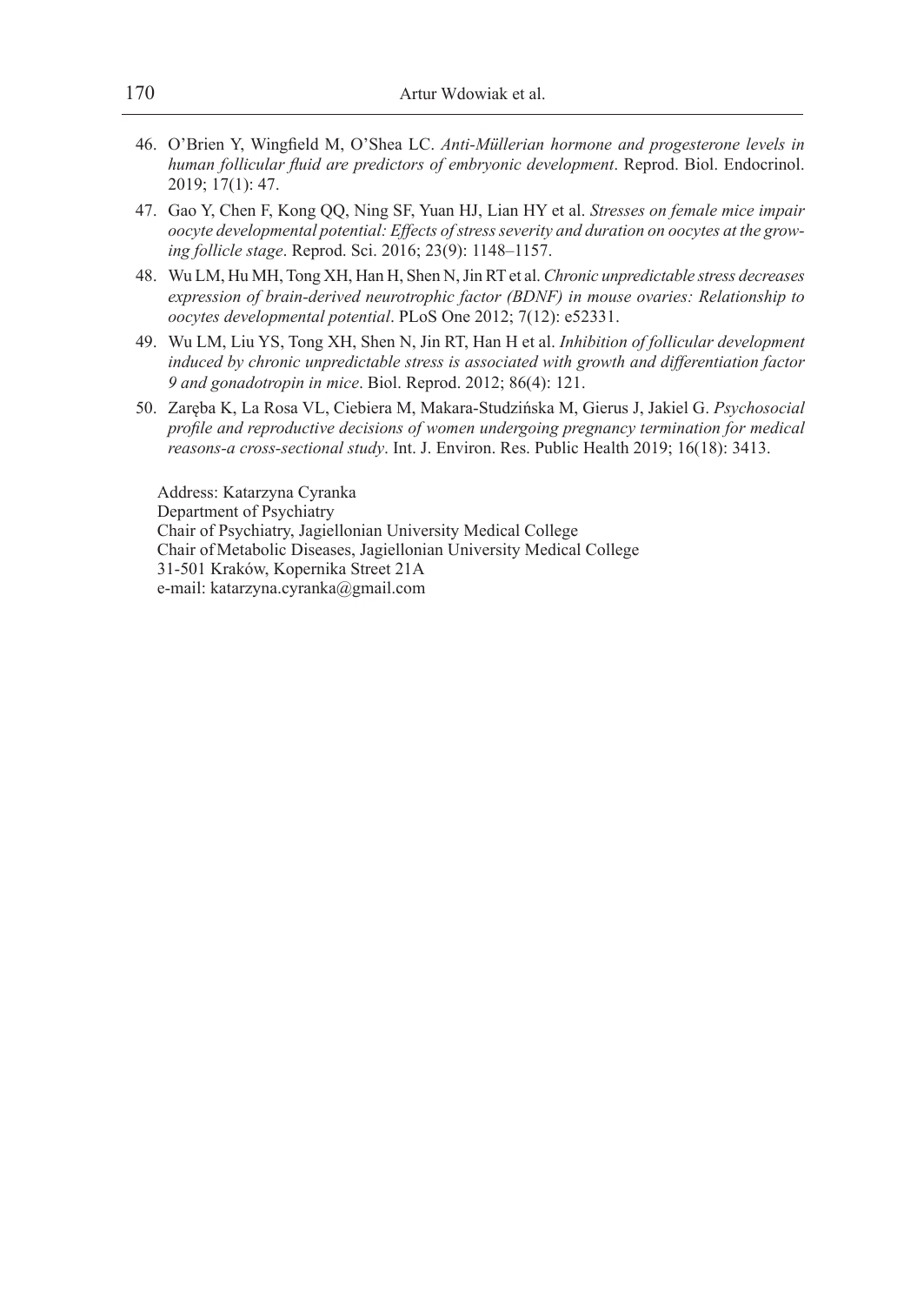46. O'Brien Y, Wingfield M, O'Shea LC. *Anti-Müllerian hormone and progesterone levels in human follicular fluid are predictors of embryonic development*. Reprod. Biol. Endocrinol. 2019; 17(1): 47.
47. Gao Y, Chen F, Kong QQ, Ning SF, Yuan HJ, Lian HY et al. *Stresses on female mice impair oocyte developmental potential: Effects of stress severity and duration on oocytes at the growing follicle stage*. Reprod. Sci. 2016; 23(9): 1148–1157.
48. Wu LM, Hu MH, Tong XH, Han H, Shen N, Jin RT et al. *Chronic unpredictable stress decreases expression of brain-derived neurotrophic factor (BDNF) in mouse ovaries: Relationship to oocytes developmental potential*. PLoS One 2012; 7(12): e52331.
49. Wu LM, Liu YS, Tong XH, Shen N, Jin RT, Han H et al. *Inhibition of follicular development induced by chronic unpredictable stress is associated with growth and differentiation factor 9 and gonadotropin in mice*. Biol. Reprod. 2012; 86(4): 121.
50. Zaręba K, La Rosa VL, Ciebiera M, Makara-Studzińska M, Gierus J, Jakiel G. *Psychosocial profile and reproductive decisions of women undergoing pregnancy termination for medical reasons-a cross-sectional study*. Int. J. Environ. Res. Public Health 2019; 16(18): 3413.

Address: Katarzyna Cyranka
Department of Psychiatry
Chair of Psychiatry, Jagiellonian University Medical College
Chair of Metabolic Diseases, Jagiellonian University Medical College
31-501 Kraków, Kopernika Street 21A
e-mail: katarzyna.cyranka@gmail.com